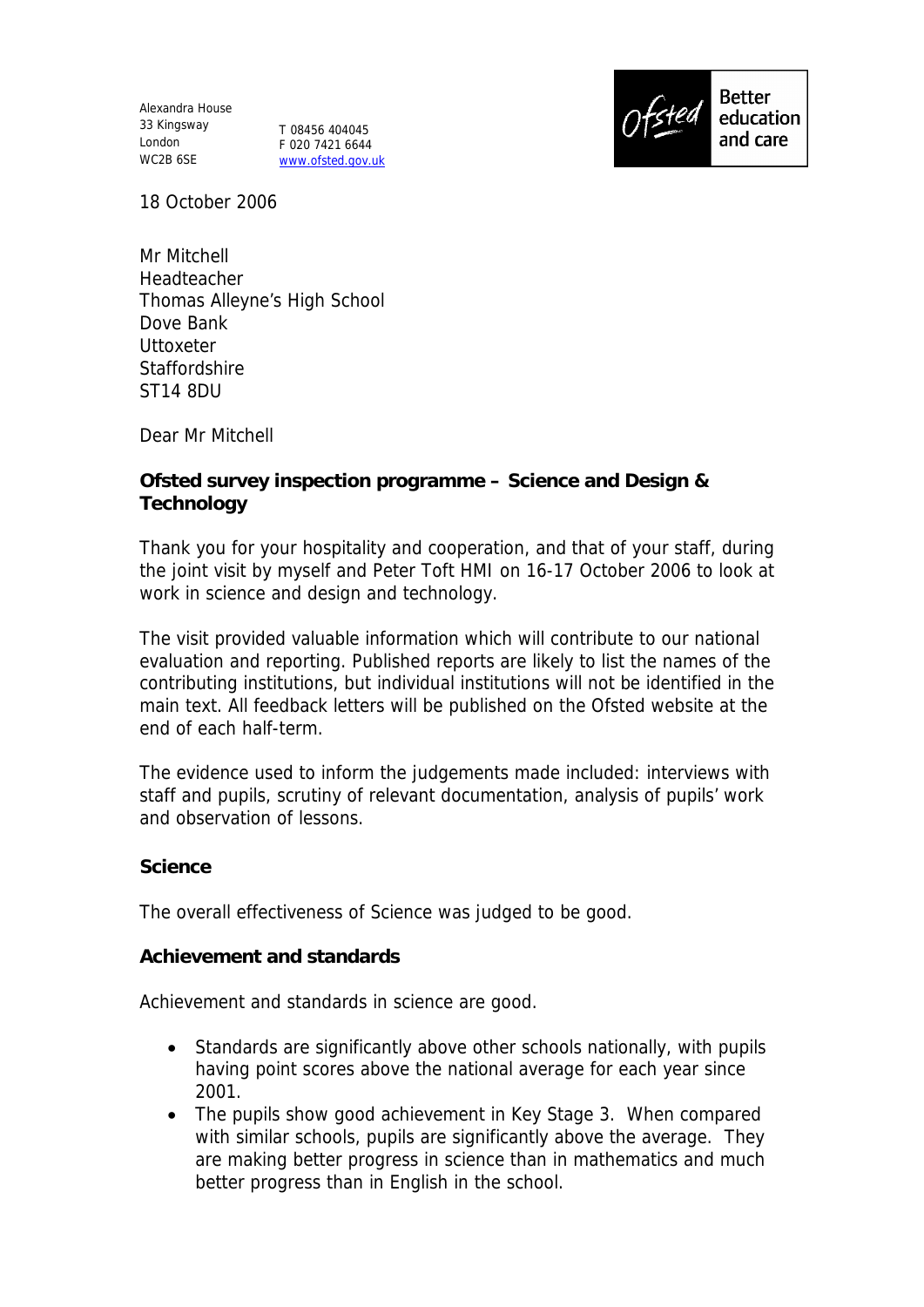Alexandra House
33 Kingsway
London
WC2B 6SE

T 08456 404045
F 020 7421 6644
www.ofsted.gov.uk

Ofsted Better education and care

18 October 2006

Mr Mitchell
Headteacher
Thomas Alleyne's High School
Dove Bank
Uttoxeter
Staffordshire
ST14 8DU

Dear Mr Mitchell

**Ofsted survey inspection programme – Science and Design & Technology**

Thank you for your hospitality and cooperation, and that of your staff, during the joint visit by myself and Peter Toft HMI on 16-17 October 2006 to look at work in science and design and technology.

The visit provided valuable information which will contribute to our national evaluation and reporting. Published reports are likely to list the names of the contributing institutions, but individual institutions will not be identified in the main text. All feedback letters will be published on the Ofsted website at the end of each half-term.

The evidence used to inform the judgements made included: interviews with staff and pupils, scrutiny of relevant documentation, analysis of pupils' work and observation of lessons.

**Science**

The overall effectiveness of Science was judged to be good.

**Achievement and standards**

Achievement and standards in science are good.

- Standards are significantly above other schools nationally, with pupils having point scores above the national average for each year since 2001.
- The pupils show good achievement in Key Stage 3. When compared with similar schools, pupils are significantly above the average. They are making better progress in science than in mathematics and much better progress than in English in the school.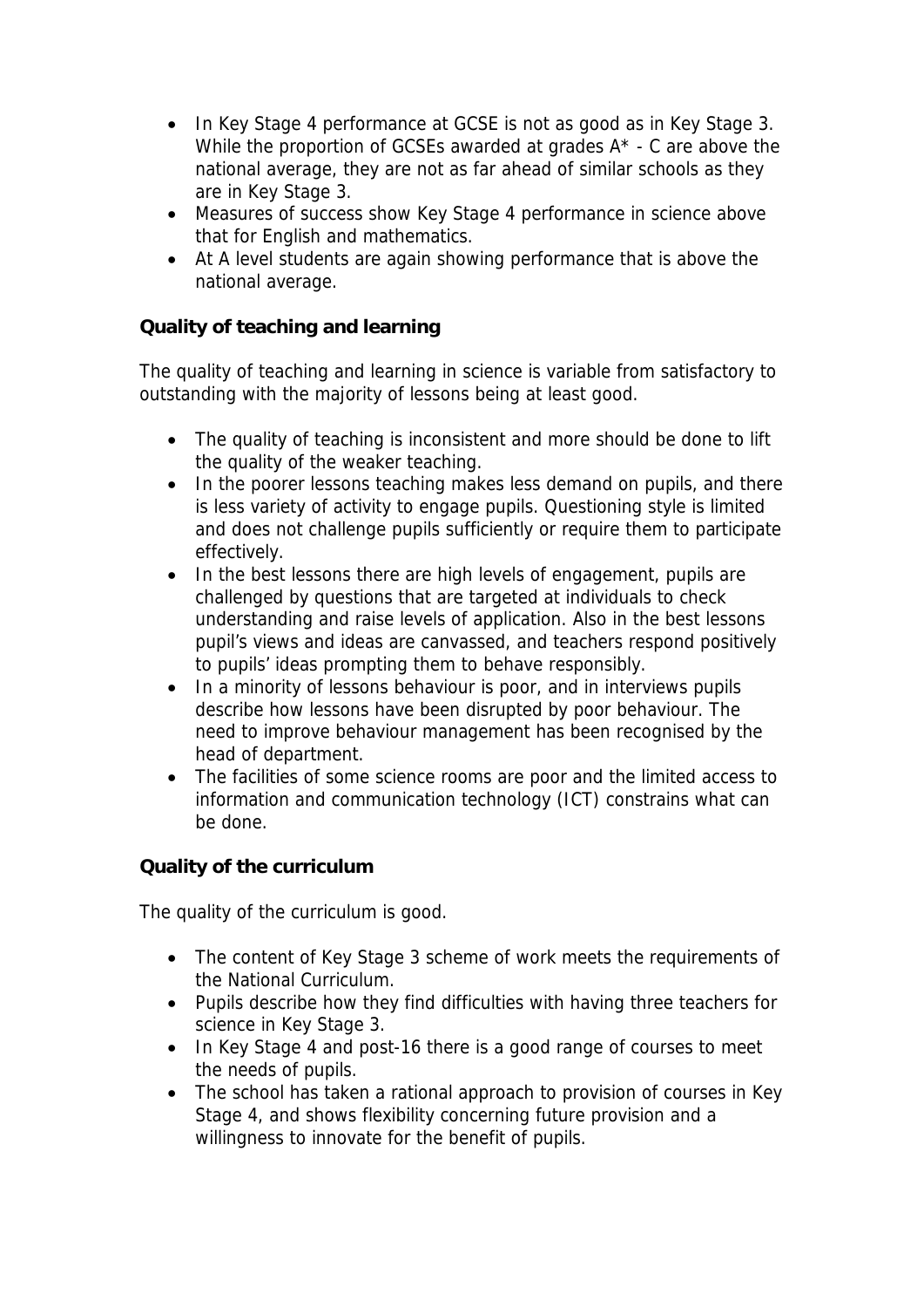- In Key Stage 4 performance at GCSE is not as good as in Key Stage 3. While the proportion of GCSEs awarded at grades A* - C are above the national average, they are not as far ahead of similar schools as they are in Key Stage 3.
- Measures of success show Key Stage 4 performance in science above that for English and mathematics.
- At A level students are again showing performance that is above the national average.

**Quality of teaching and learning**

The quality of teaching and learning in science is variable from satisfactory to outstanding with the majority of lessons being at least good.

- The quality of teaching is inconsistent and more should be done to lift the quality of the weaker teaching.
- In the poorer lessons teaching makes less demand on pupils, and there is less variety of activity to engage pupils. Questioning style is limited and does not challenge pupils sufficiently or require them to participate effectively.
- In the best lessons there are high levels of engagement, pupils are challenged by questions that are targeted at individuals to check understanding and raise levels of application. Also in the best lessons pupil's views and ideas are canvassed, and teachers respond positively to pupils' ideas prompting them to behave responsibly.
- In a minority of lessons behaviour is poor, and in interviews pupils describe how lessons have been disrupted by poor behaviour. The need to improve behaviour management has been recognised by the head of department.
- The facilities of some science rooms are poor and the limited access to information and communication technology (ICT) constrains what can be done.

**Quality of the curriculum**

The quality of the curriculum is good.

- The content of Key Stage 3 scheme of work meets the requirements of the National Curriculum.
- Pupils describe how they find difficulties with having three teachers for science in Key Stage 3.
- In Key Stage 4 and post-16 there is a good range of courses to meet the needs of pupils.
- The school has taken a rational approach to provision of courses in Key Stage 4, and shows flexibility concerning future provision and a willingness to innovate for the benefit of pupils.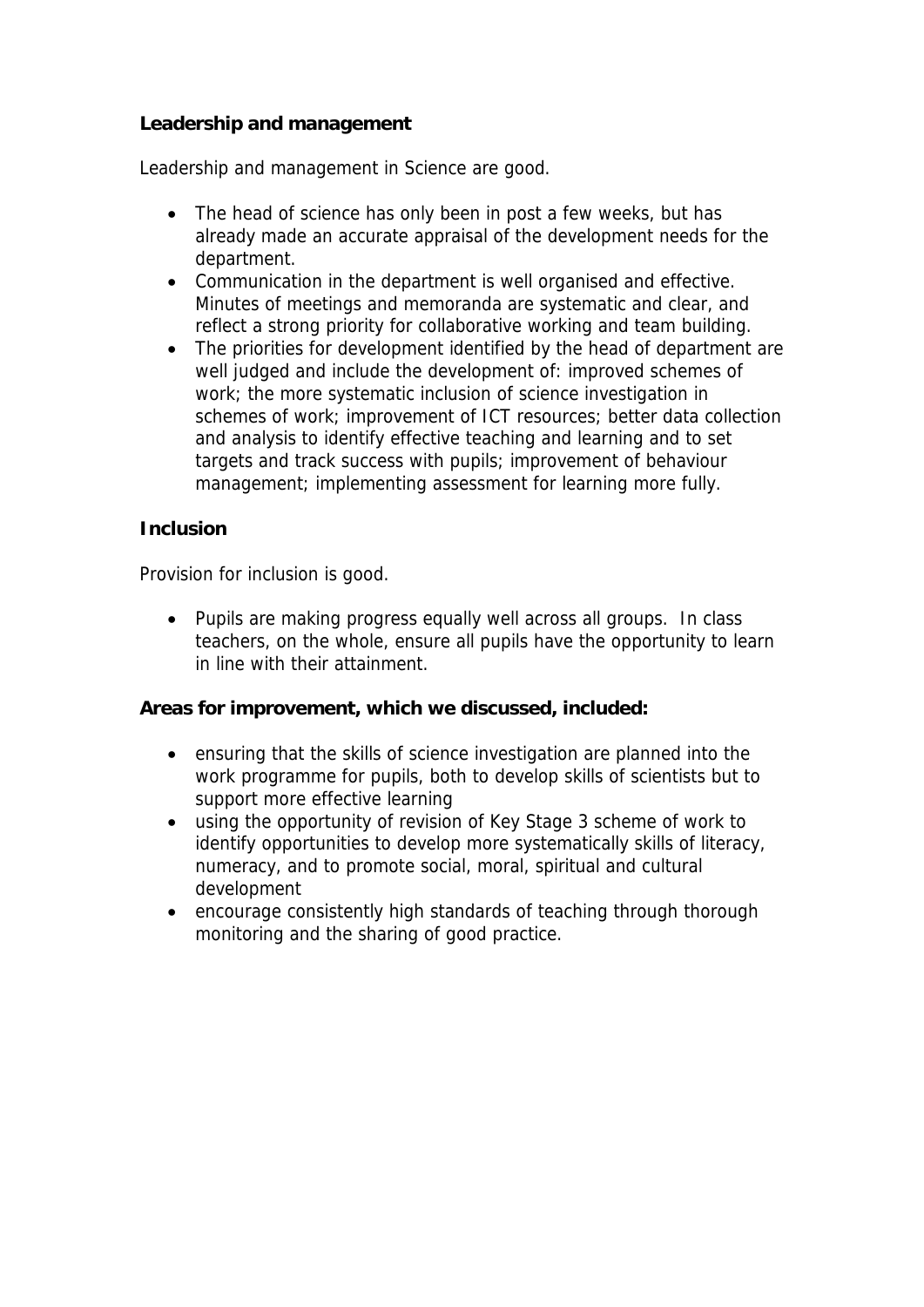**Leadership and management**

Leadership and management in Science are good.

- The head of science has only been in post a few weeks, but has already made an accurate appraisal of the development needs for the department.
- Communication in the department is well organised and effective. Minutes of meetings and memoranda are systematic and clear, and reflect a strong priority for collaborative working and team building.
- The priorities for development identified by the head of department are well judged and include the development of: improved schemes of work; the more systematic inclusion of science investigation in schemes of work; improvement of ICT resources; better data collection and analysis to identify effective teaching and learning and to set targets and track success with pupils; improvement of behaviour management; implementing assessment for learning more fully.

**Inclusion**

Provision for inclusion is good.

- Pupils are making progress equally well across all groups. In class teachers, on the whole, ensure all pupils have the opportunity to learn in line with their attainment.

**Areas for improvement, which we discussed, included:**

- ensuring that the skills of science investigation are planned into the work programme for pupils, both to develop skills of scientists but to support more effective learning
- using the opportunity of revision of Key Stage 3 scheme of work to identify opportunities to develop more systematically skills of literacy, numeracy, and to promote social, moral, spiritual and cultural development
- encourage consistently high standards of teaching through thorough monitoring and the sharing of good practice.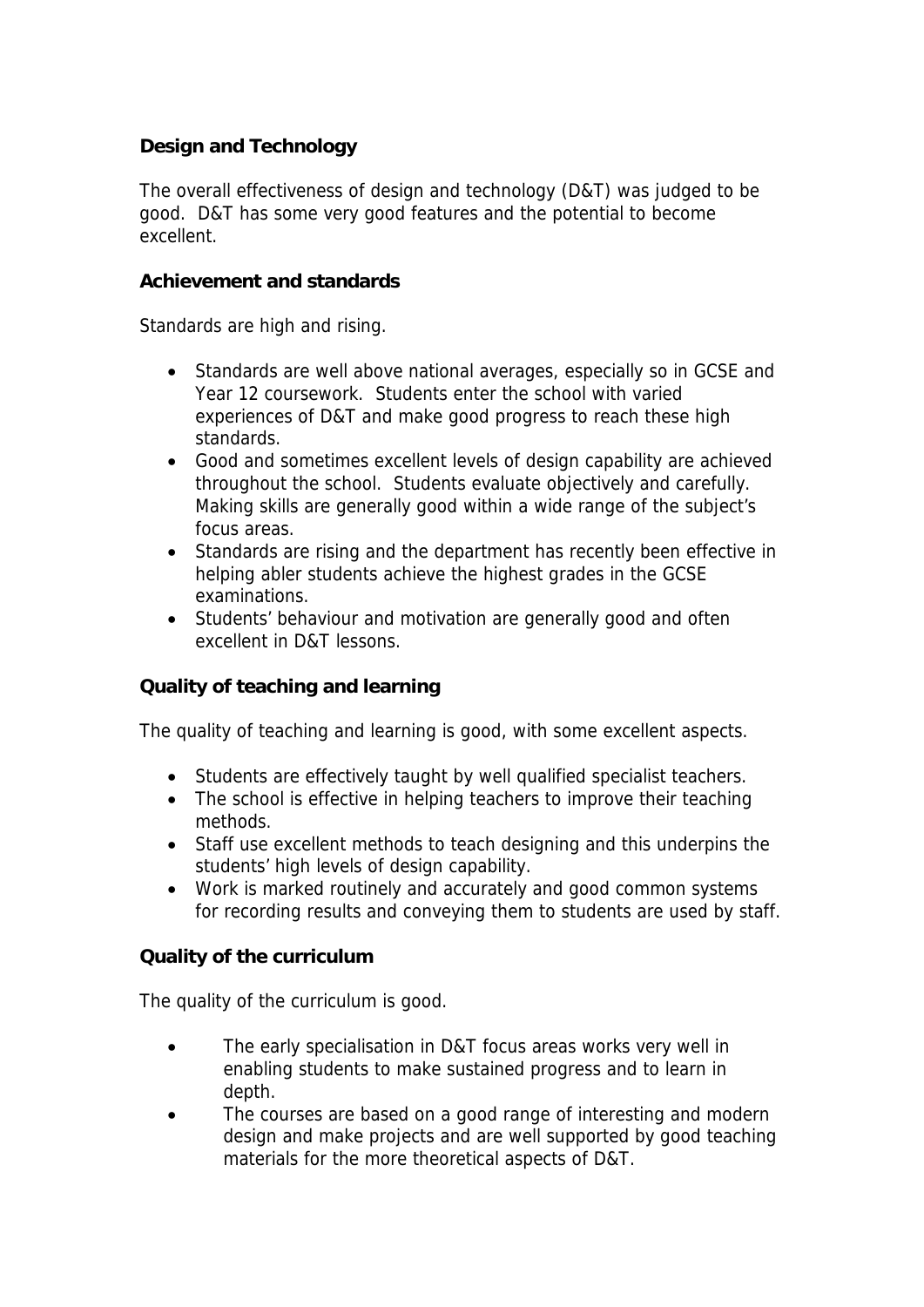## Design and Technology

The overall effectiveness of design and technology (D&T) was judged to be good. D&T has some very good features and the potential to become excellent.

### Achievement and standards

Standards are high and rising.

- Standards are well above national averages, especially so in GCSE and Year 12 coursework. Students enter the school with varied experiences of D&T and make good progress to reach these high standards.
- Good and sometimes excellent levels of design capability are achieved throughout the school. Students evaluate objectively and carefully. Making skills are generally good within a wide range of the subject's focus areas.
- Standards are rising and the department has recently been effective in helping abler students achieve the highest grades in the GCSE examinations.
- Students' behaviour and motivation are generally good and often excellent in D&T lessons.

### Quality of teaching and learning

The quality of teaching and learning is good, with some excellent aspects.

- Students are effectively taught by well qualified specialist teachers.
- The school is effective in helping teachers to improve their teaching methods.
- Staff use excellent methods to teach designing and this underpins the students' high levels of design capability.
- Work is marked routinely and accurately and good common systems for recording results and conveying them to students are used by staff.

### Quality of the curriculum

The quality of the curriculum is good.

- The early specialisation in D&T focus areas works very well in enabling students to make sustained progress and to learn in depth.
- The courses are based on a good range of interesting and modern design and make projects and are well supported by good teaching materials for the more theoretical aspects of D&T.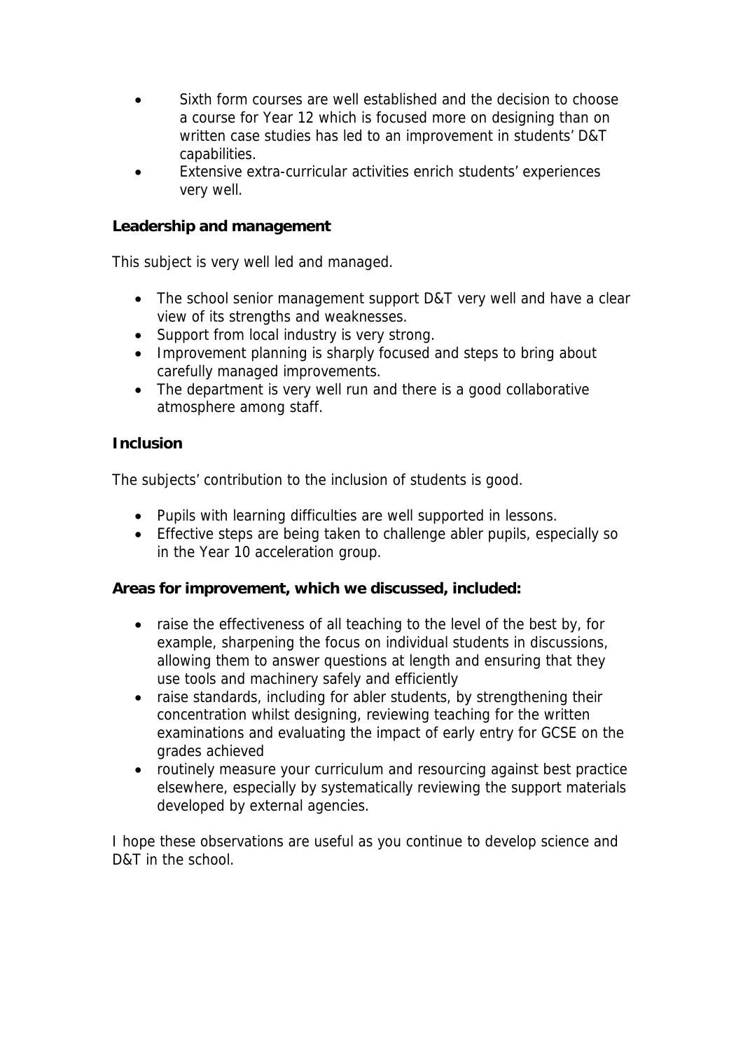- Sixth form courses are well established and the decision to choose a course for Year 12 which is focused more on designing than on written case studies has led to an improvement in students' D&T capabilities.
- Extensive extra-curricular activities enrich students' experiences very well.

**Leadership and management**

This subject is very well led and managed.

- The school senior management support D&T very well and have a clear view of its strengths and weaknesses.
- Support from local industry is very strong.
- Improvement planning is sharply focused and steps to bring about carefully managed improvements.
- The department is very well run and there is a good collaborative atmosphere among staff.

**Inclusion**

The subjects' contribution to the inclusion of students is good.

- Pupils with learning difficulties are well supported in lessons.
- Effective steps are being taken to challenge abler pupils, especially so in the Year 10 acceleration group.

**Areas for improvement, which we discussed, included:**

- raise the effectiveness of all teaching to the level of the best by, for example, sharpening the focus on individual students in discussions, allowing them to answer questions at length and ensuring that they use tools and machinery safely and efficiently
- raise standards, including for abler students, by strengthening their concentration whilst designing, reviewing teaching for the written examinations and evaluating the impact of early entry for GCSE on the grades achieved
- routinely measure your curriculum and resourcing against best practice elsewhere, especially by systematically reviewing the support materials developed by external agencies.

I hope these observations are useful as you continue to develop science and D&T in the school.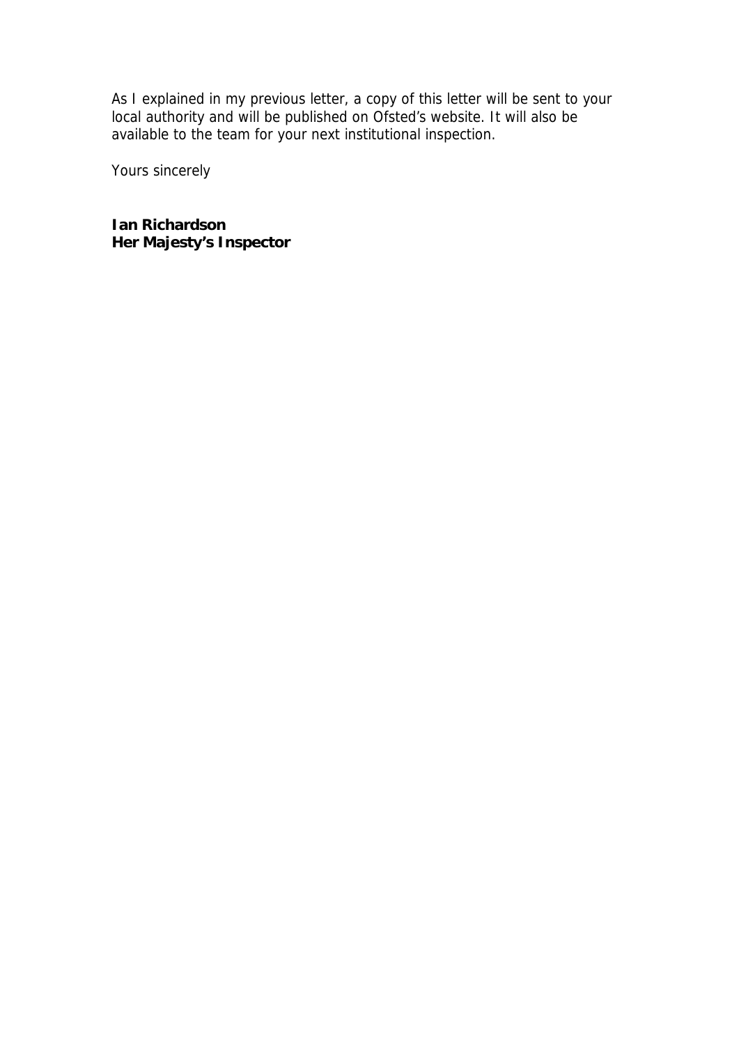As I explained in my previous letter, a copy of this letter will be sent to your local authority and will be published on Ofsted's website. It will also be available to the team for your next institutional inspection.

Yours sincerely

**Ian Richardson**
**Her Majesty's Inspector**